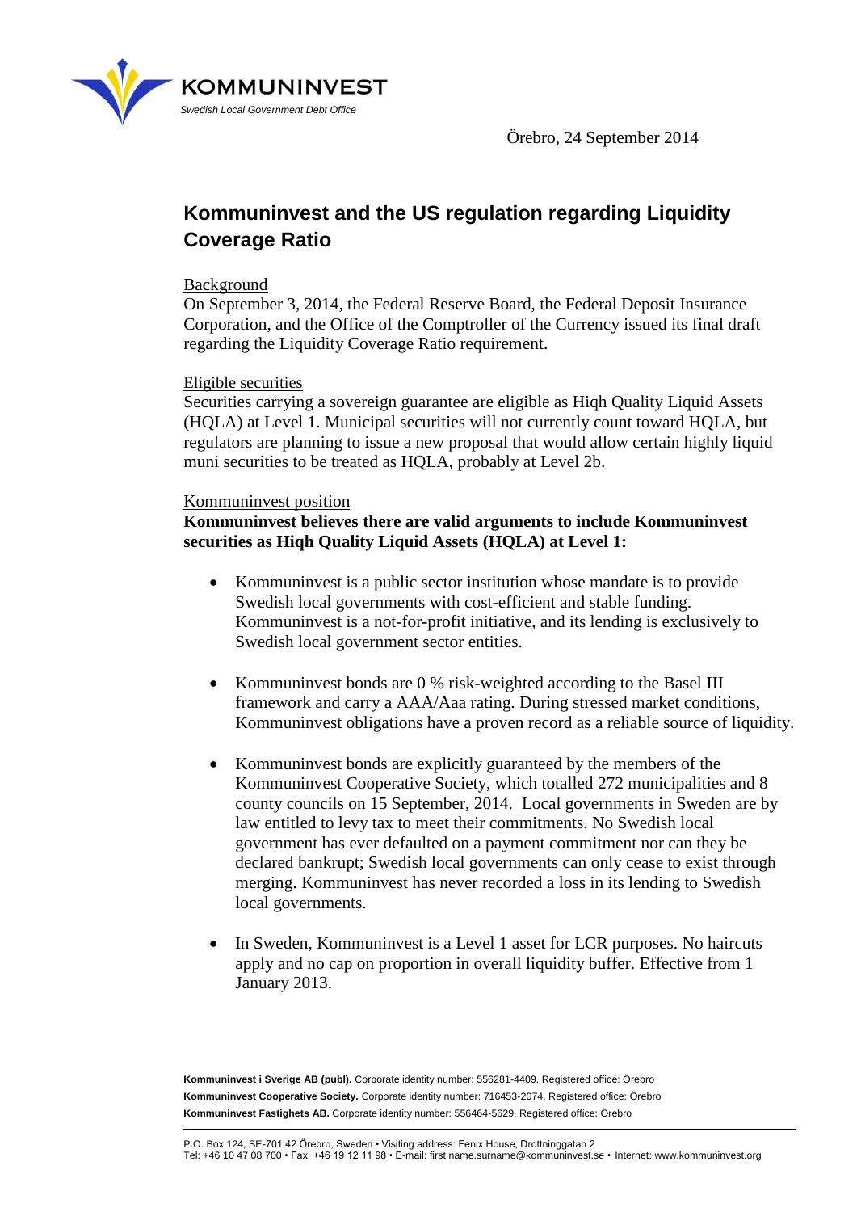KOMMUNINVEST

*Swedish Local Government Debt Office*

Örebro, 24 September 2014

# Kommuninvest and the US regulation regarding Liquidity Coverage Ratio

Background

On September 3, 2014, the Federal Reserve Board, the Federal Deposit Insurance Corporation, and the Office of the Comptroller of the Currency issued its final draft regarding the Liquidity Coverage Ratio requirement.

Eligible securities

Securities carrying a sovereign guarantee are eligible as Hiqh Quality Liquid Assets (HQLA) at Level 1. Municipal securities will not currently count toward HQLA, but regulators are planning to issue a new proposal that would allow certain highly liquid muni securities to be treated as HQLA, probably at Level 2b.

Kommuninvest position

**Kommuninvest believes there are valid arguments to include Kommuninvest securities as Hiqh Quality Liquid Assets (HQLA) at Level 1:**

- Kommuninvest is a public sector institution whose mandate is to provide Swedish local governments with cost-efficient and stable funding. Kommuninvest is a not-for-profit initiative, and its lending is exclusively to Swedish local government sector entities.
- Kommuninvest bonds are 0 % risk-weighted according to the Basel III framework and carry a AAA/Aaa rating. During stressed market conditions, Kommuninvest obligations have a proven record as a reliable source of liquidity.
- Kommuninvest bonds are explicitly guaranteed by the members of the Kommuninvest Cooperative Society, which totalled 272 municipalities and 8 county councils on 15 September, 2014. Local governments in Sweden are by law entitled to levy tax to meet their commitments. No Swedish local government has ever defaulted on a payment commitment nor can they be declared bankrupt; Swedish local governments can only cease to exist through merging. Kommuninvest has never recorded a loss in its lending to Swedish local governments.
- In Sweden, Kommuninvest is a Level 1 asset for LCR purposes. No haircuts apply and no cap on proportion in overall liquidity buffer. Effective from 1 January 2013.

**Kommuninvest i Sverige AB (publ).** Corporate identity number: 556281-4409. Registered office: Örebro
**Kommuninvest Cooperative Society.** Corporate identity number: 716453-2074. Registered office: Örebro
**Kommuninvest Fastighets AB.** Corporate identity number: 556464-5629. Registered office: Örebro

P.O. Box 124, SE-701 42 Örebro, Sweden • Visiting address: Fenix House, Drottninggatan 2
Tel: +46 10 47 08 700 • Fax: +46 19 12 11 98 • E-mail: first name.surname@kommuninvest.se • Internet: www.kommuninvest.org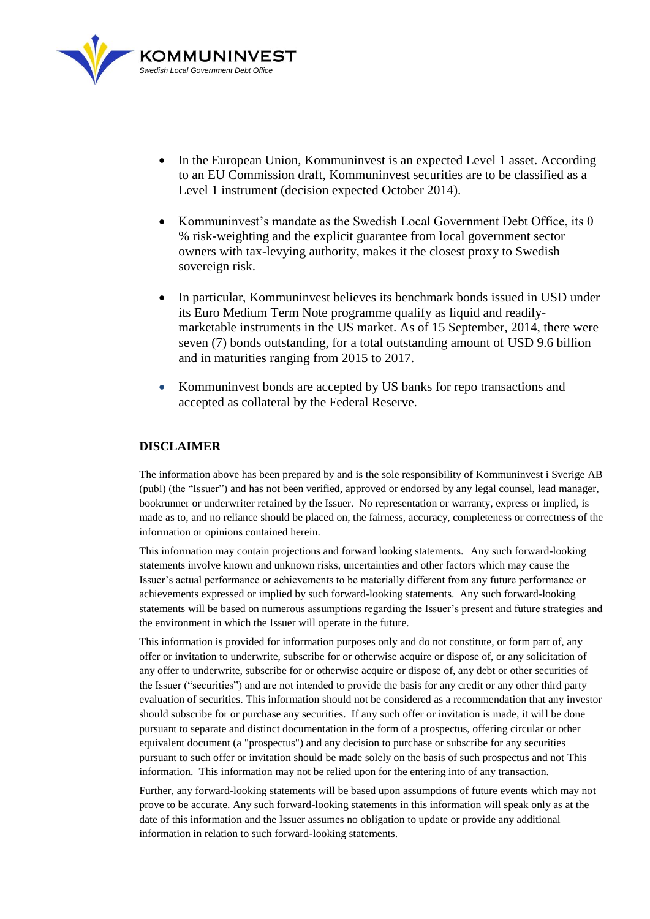- In the European Union, Kommuninvest is an expected Level 1 asset. According to an EU Commission draft, Kommuninvest securities are to be classified as a Level 1 instrument (decision expected October 2014).

- Kommuninvest's mandate as the Swedish Local Government Debt Office, its 0 % risk-weighting and the explicit guarantee from local government sector owners with tax-levying authority, makes it the closest proxy to Swedish sovereign risk.

- In particular, Kommuninvest believes its benchmark bonds issued in USD under its Euro Medium Term Note programme qualify as liquid and readily-marketable instruments in the US market. As of 15 September, 2014, there were seven (7) bonds outstanding, for a total outstanding amount of USD 9.6 billion and in maturities ranging from 2015 to 2017.

- Kommuninvest bonds are accepted by US banks for repo transactions and accepted as collateral by the Federal Reserve.

## DISCLAIMER

The information above has been prepared by and is the sole responsibility of Kommuninvest i Sverige AB (publ) (the "Issuer") and has not been verified, approved or endorsed by any legal counsel, lead manager, bookrunner or underwriter retained by the Issuer. No representation or warranty, express or implied, is made as to, and no reliance should be placed on, the fairness, accuracy, completeness or correctness of the information or opinions contained herein.

This information may contain projections and forward looking statements. Any such forward-looking statements involve known and unknown risks, uncertainties and other factors which may cause the Issuer's actual performance or achievements to be materially different from any future performance or achievements expressed or implied by such forward-looking statements. Any such forward-looking statements will be based on numerous assumptions regarding the Issuer's present and future strategies and the environment in which the Issuer will operate in the future.

This information is provided for information purposes only and do not constitute, or form part of, any offer or invitation to underwrite, subscribe for or otherwise acquire or dispose of, or any solicitation of any offer to underwrite, subscribe for or otherwise acquire or dispose of, any debt or other securities of the Issuer ("securities") and are not intended to provide the basis for any credit or any other third party evaluation of securities. This information should not be considered as a recommendation that any investor should subscribe for or purchase any securities. If any such offer or invitation is made, it will be done pursuant to separate and distinct documentation in the form of a prospectus, offering circular or other equivalent document (a "prospectus") and any decision to purchase or subscribe for any securities pursuant to such offer or invitation should be made solely on the basis of such prospectus and not This information. This information may not be relied upon for the entering into of any transaction.

Further, any forward-looking statements will be based upon assumptions of future events which may not prove to be accurate. Any such forward-looking statements in this information will speak only as at the date of this information and the Issuer assumes no obligation to update or provide any additional information in relation to such forward-looking statements.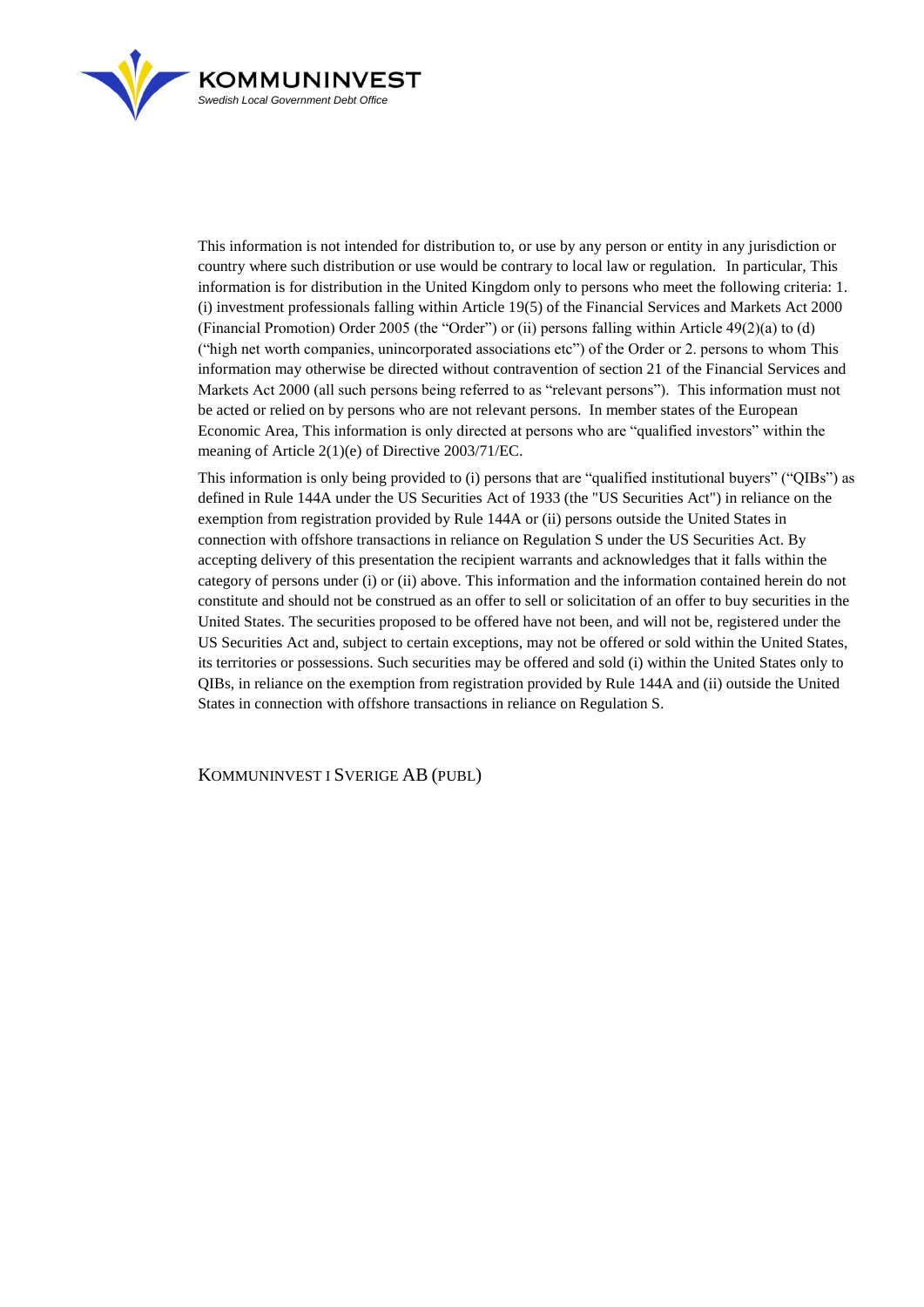**KOMMUNINVEST**
*Swedish Local Government Debt Office*

This information is not intended for distribution to, or use by any person or entity in any jurisdiction or country where such distribution or use would be contrary to local law or regulation. In particular, This information is for distribution in the United Kingdom only to persons who meet the following criteria: 1. (i) investment professionals falling within Article 19(5) of the Financial Services and Markets Act 2000 (Financial Promotion) Order 2005 (the "Order") or (ii) persons falling within Article 49(2)(a) to (d) ("high net worth companies, unincorporated associations etc") of the Order or 2. persons to whom This information may otherwise be directed without contravention of section 21 of the Financial Services and Markets Act 2000 (all such persons being referred to as "relevant persons"). This information must not be acted or relied on by persons who are not relevant persons. In member states of the European Economic Area, This information is only directed at persons who are "qualified investors" within the meaning of Article 2(1)(e) of Directive 2003/71/EC.

This information is only being provided to (i) persons that are "qualified institutional buyers" ("QIBs") as defined in Rule 144A under the US Securities Act of 1933 (the "US Securities Act") in reliance on the exemption from registration provided by Rule 144A or (ii) persons outside the United States in connection with offshore transactions in reliance on Regulation S under the US Securities Act. By accepting delivery of this presentation the recipient warrants and acknowledges that it falls within the category of persons under (i) or (ii) above. This information and the information contained herein do not constitute and should not be construed as an offer to sell or solicitation of an offer to buy securities in the United States. The securities proposed to be offered have not been, and will not be, registered under the US Securities Act and, subject to certain exceptions, may not be offered or sold within the United States, its territories or possessions. Such securities may be offered and sold (i) within the United States only to QIBs, in reliance on the exemption from registration provided by Rule 144A and (ii) outside the United States in connection with offshore transactions in reliance on Regulation S.

KOMMUNINVEST I SVERIGE AB (PUBL)